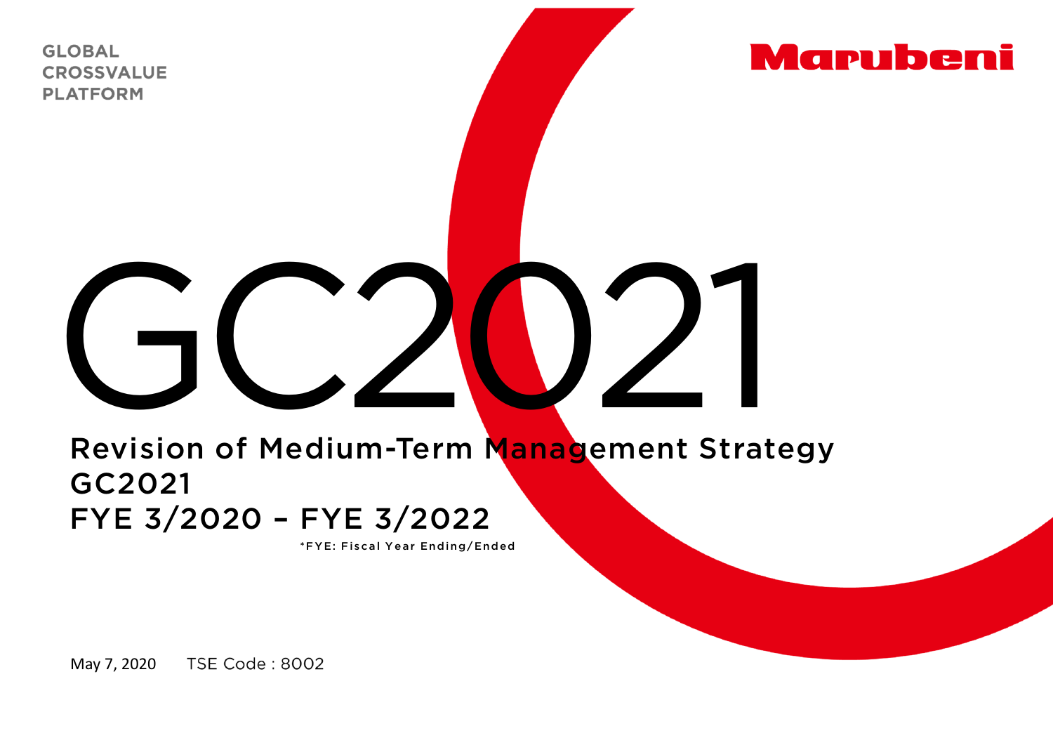GLOBAL
CROSSVALUE
PLATFORM

Marubeni

# GC2021

## Revision of Medium-Term Management Strategy GC2021
## FYE 3/2020 – FYE 3/2022

*FYE: Fiscal Year Ending/Ended

May 7, 2020 TSE Code : 8002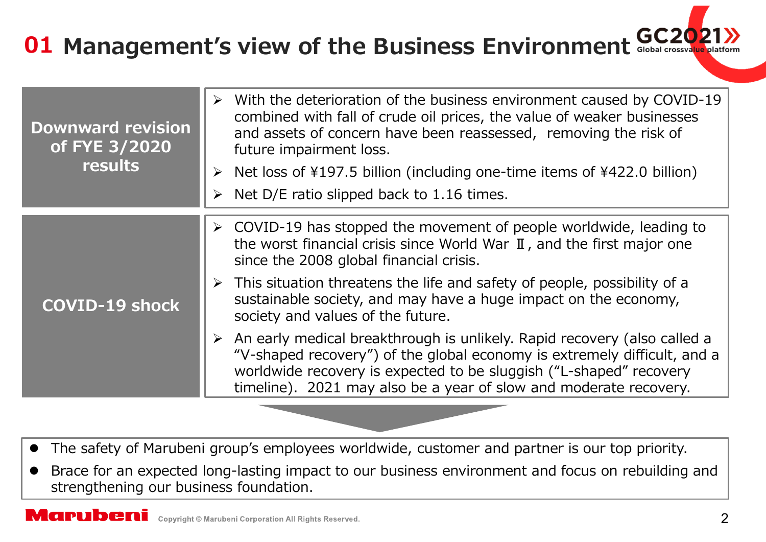# 01 Management's view of the Business Environment

GC2021 Global crossvalue platform

| | |
|---|---|
| **Downward revision of FYE 3/2020 results** | ➢ With the deterioration of the business environment caused by COVID-19 combined with fall of crude oil prices, the value of weaker businesses and assets of concern have been reassessed, removing the risk of future impairment loss.<br>➢ Net loss of ¥197.5 billion (including one-time items of ¥422.0 billion)<br>➢ Net D/E ratio slipped back to 1.16 times. |
| **COVID-19 shock** | ➢ COVID-19 has stopped the movement of people worldwide, leading to the worst financial crisis since World War Ⅱ, and the first major one since the 2008 global financial crisis.<br>➢ This situation threatens the life and safety of people, possibility of a sustainable society, and may have a huge impact on the economy, society and values of the future.<br>➢ An early medical breakthrough is unlikely. Rapid recovery (also called a "V-shaped recovery") of the global economy is extremely difficult, and a worldwide recovery is expected to be sluggish ("L-shaped" recovery timeline). 2021 may also be a year of slow and moderate recovery. |

- The safety of Marubeni group's employees worldwide, customer and partner is our top priority.
- Brace for an expected long-lasting impact to our business environment and focus on rebuilding and strengthening our business foundation.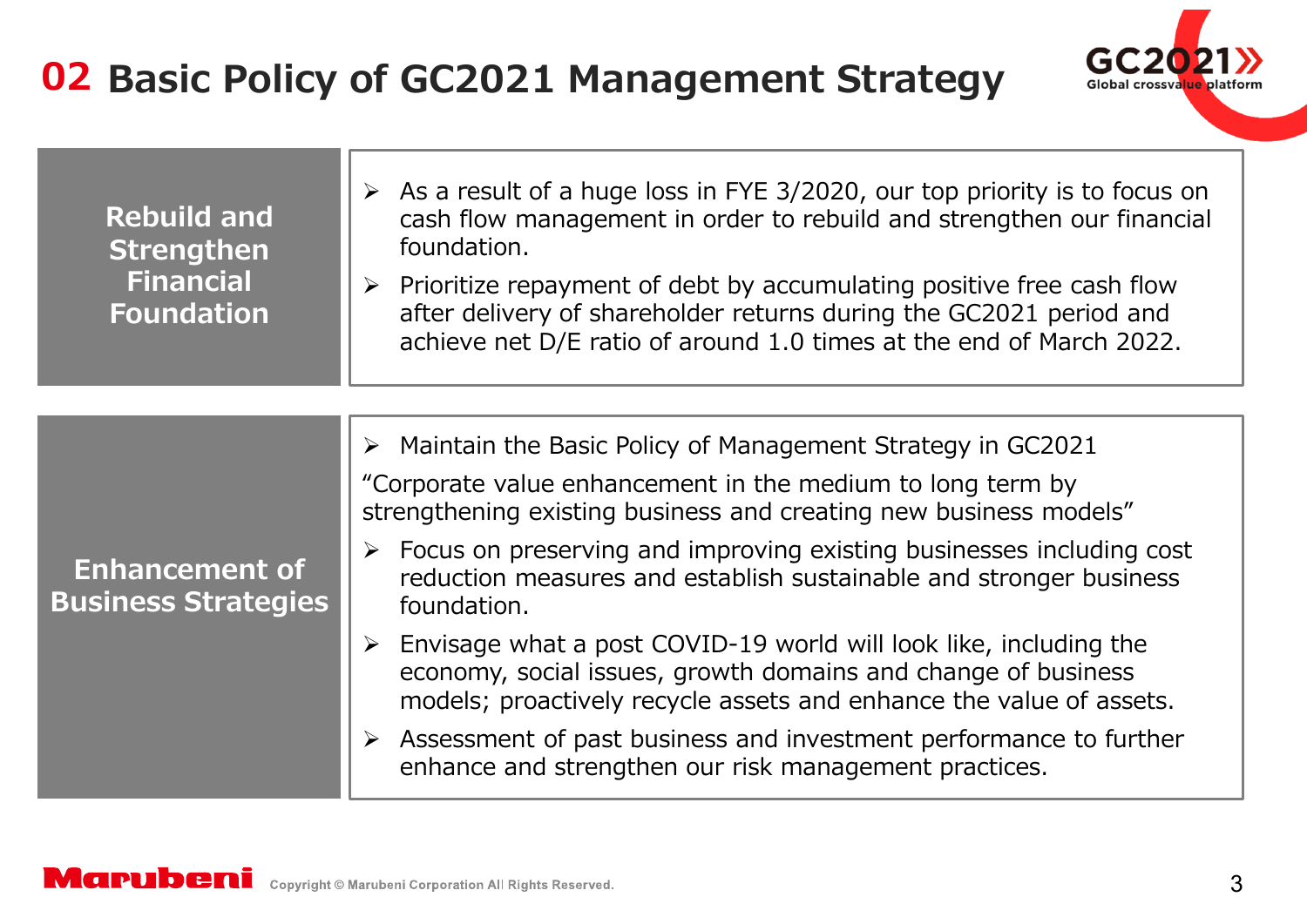## 02 Basic Policy of GC2021 Management Strategy

| | |
|---|---|
| **Rebuild and Strengthen Financial Foundation** | ➢ As a result of a huge loss in FYE 3/2020, our top priority is to focus on cash flow management in order to rebuild and strengthen our financial foundation.<br>➢ Prioritize repayment of debt by accumulating positive free cash flow after delivery of shareholder returns during the GC2021 period and achieve net D/E ratio of around 1.0 times at the end of March 2022. |
| **Enhancement of Business Strategies** | ➢ Maintain the Basic Policy of Management Strategy in GC2021<br>"Corporate value enhancement in the medium to long term by strengthening existing business and creating new business models"<br>➢ Focus on preserving and improving existing businesses including cost reduction measures and establish sustainable and stronger business foundation.<br>➢ Envisage what a post COVID-19 world will look like, including the economy, social issues, growth domains and change of business models; proactively recycle assets and enhance the value of assets.<br>➢ Assessment of past business and investment performance to further enhance and strengthen our risk management practices. |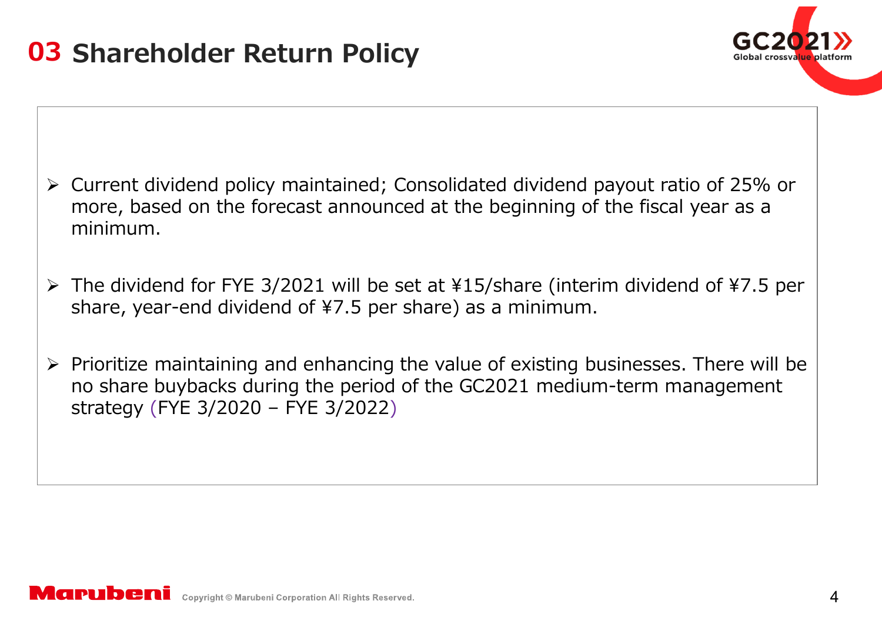# 03 Shareholder Return Policy

- Current dividend policy maintained; Consolidated dividend payout ratio of 25% or more, based on the forecast announced at the beginning of the fiscal year as a minimum.
- The dividend for FYE 3/2021 will be set at ¥15/share (interim dividend of ¥7.5 per share, year-end dividend of ¥7.5 per share) as a minimum.
- Prioritize maintaining and enhancing the value of existing businesses. There will be no share buybacks during the period of the GC2021 medium-term management strategy (FYE 3/2020 – FYE 3/2022)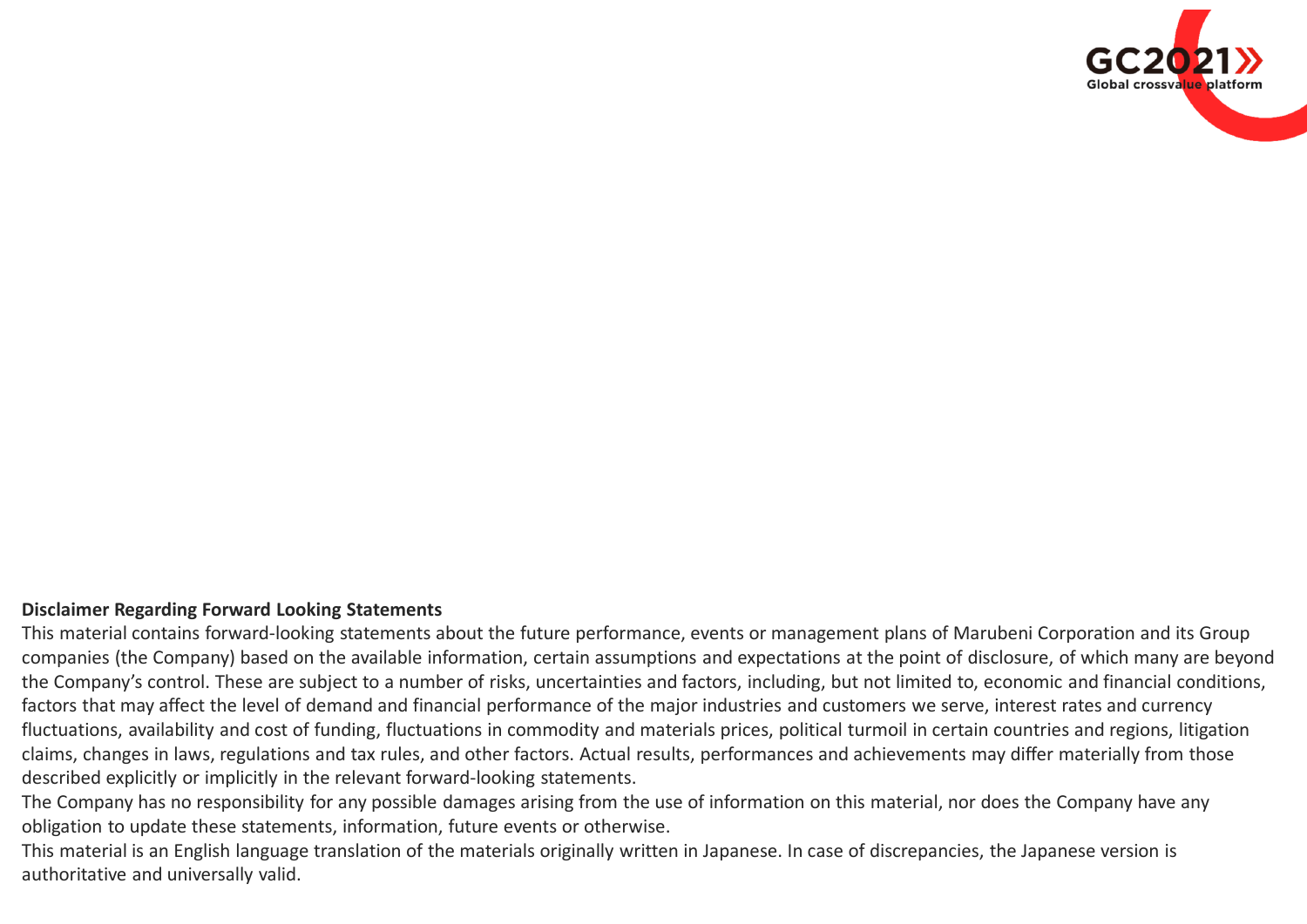**Disclaimer Regarding Forward Looking Statements**

This material contains forward-looking statements about the future performance, events or management plans of Marubeni Corporation and its Group companies (the Company) based on the available information, certain assumptions and expectations at the point of disclosure, of which many are beyond the Company's control. These are subject to a number of risks, uncertainties and factors, including, but not limited to, economic and financial conditions, factors that may affect the level of demand and financial performance of the major industries and customers we serve, interest rates and currency fluctuations, availability and cost of funding, fluctuations in commodity and materials prices, political turmoil in certain countries and regions, litigation claims, changes in laws, regulations and tax rules, and other factors. Actual results, performances and achievements may differ materially from those described explicitly or implicitly in the relevant forward-looking statements.

The Company has no responsibility for any possible damages arising from the use of information on this material, nor does the Company have any obligation to update these statements, information, future events or otherwise.

This material is an English language translation of the materials originally written in Japanese. In case of discrepancies, the Japanese version is authoritative and universally valid.